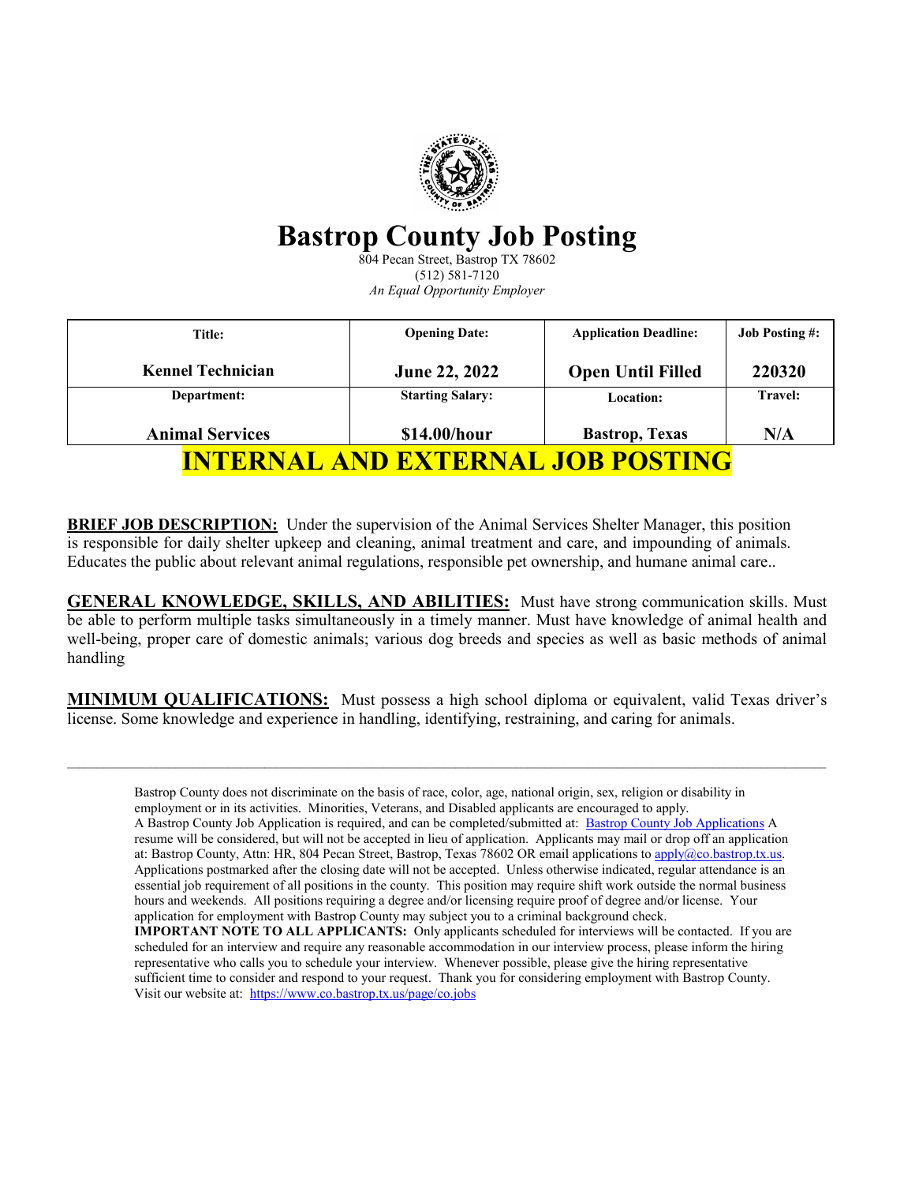# Bastrop County Job Posting

804 Pecan Street, Bastrop TX 78602
(512) 581-7120
*An Equal Opportunity Employer*

| Title: | Opening Date: | Application Deadline: | Job Posting #: |
|---|---|---|---|
| **Kennel Technician** | **June 22, 2022** | **Open Until Filled** | **220320** |
| **Department:** | **Starting Salary:** | **Location:** | **Travel:** |
| **Animal Services** | **$14.00/hour** | **Bastrop, Texas** | **N/A** |

## INTERNAL AND EXTERNAL JOB POSTING

**BRIEF JOB DESCRIPTION:** Under the supervision of the Animal Services Shelter Manager, this position is responsible for daily shelter upkeep and cleaning, animal treatment and care, and impounding of animals. Educates the public about relevant animal regulations, responsible pet ownership, and humane animal care..

**GENERAL KNOWLEDGE, SKILLS, AND ABILITIES:** Must have strong communication skills. Must be able to perform multiple tasks simultaneously in a timely manner. Must have knowledge of animal health and well-being, proper care of domestic animals; various dog breeds and species as well as basic methods of animal handling

**MINIMUM QUALIFICATIONS:** Must possess a high school diploma or equivalent, valid Texas driver's license. Some knowledge and experience in handling, identifying, restraining, and caring for animals.

---

Bastrop County does not discriminate on the basis of race, color, age, national origin, sex, religion or disability in employment or in its activities. Minorities, Veterans, and Disabled applicants are encouraged to apply. A Bastrop County Job Application is required, and can be completed/submitted at: Bastrop County Job Applications A resume will be considered, but will not be accepted in lieu of application. Applicants may mail or drop off an application at: Bastrop County, Attn: HR, 804 Pecan Street, Bastrop, Texas 78602 OR email applications to apply@co.bastrop.tx.us. Applications postmarked after the closing date will not be accepted. Unless otherwise indicated, regular attendance is an essential job requirement of all positions in the county. This position may require shift work outside the normal business hours and weekends. All positions requiring a degree and/or licensing require proof of degree and/or license. Your application for employment with Bastrop County may subject you to a criminal background check.
**IMPORTANT NOTE TO ALL APPLICANTS:** Only applicants scheduled for interviews will be contacted. If you are scheduled for an interview and require any reasonable accommodation in our interview process, please inform the hiring representative who calls you to schedule your interview. Whenever possible, please give the hiring representative sufficient time to consider and respond to your request. Thank you for considering employment with Bastrop County. Visit our website at: https://www.co.bastrop.tx.us/page/co.jobs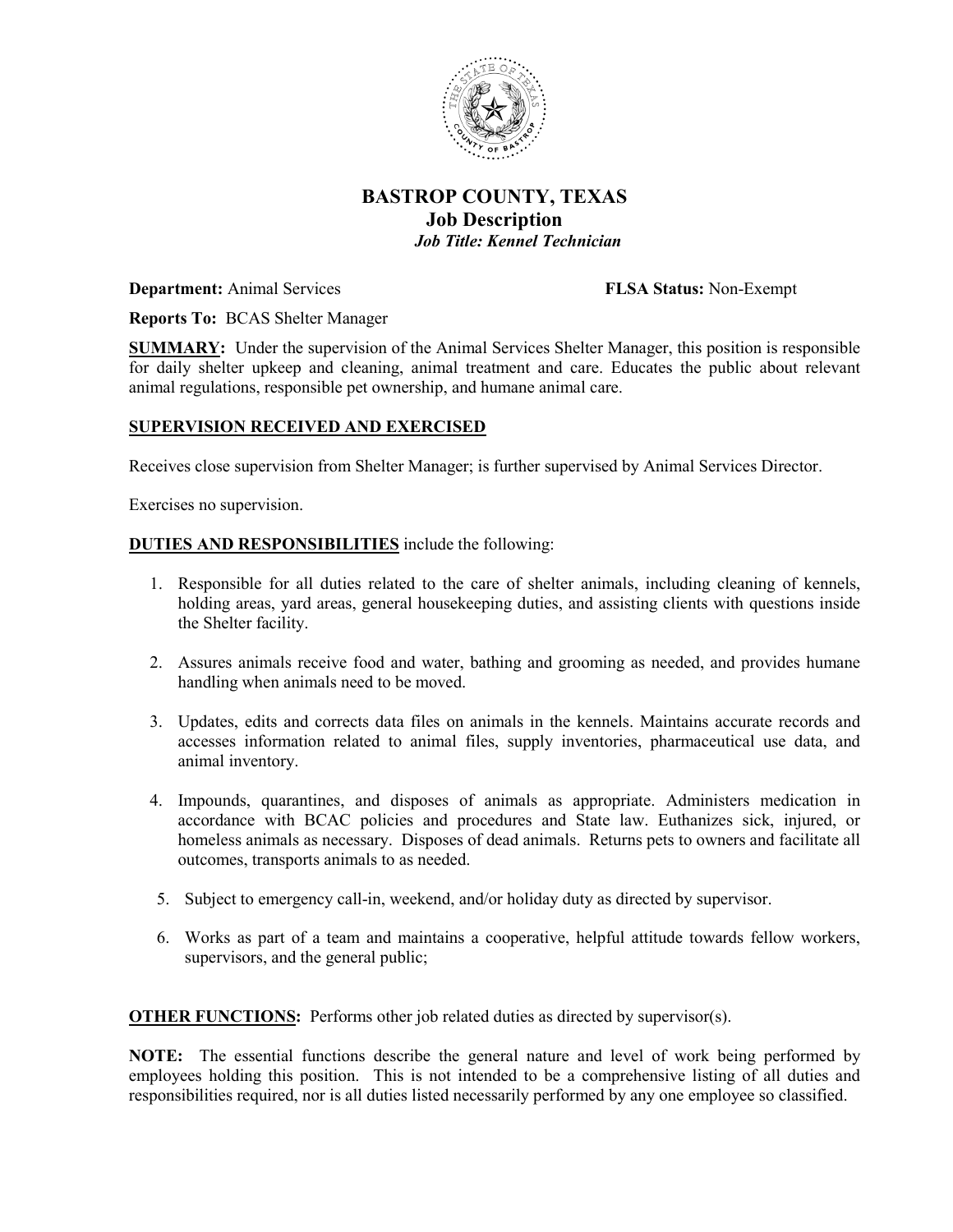# BASTROP COUNTY, TEXAS

## Job Description

***Job Title: Kennel Technician***

**Department:** Animal Services **FLSA Status:** Non-Exempt

**Reports To:** BCAS Shelter Manager

**SUMMARY:** Under the supervision of the Animal Services Shelter Manager, this position is responsible for daily shelter upkeep and cleaning, animal treatment and care. Educates the public about relevant animal regulations, responsible pet ownership, and humane animal care.

**SUPERVISION RECEIVED AND EXERCISED**

Receives close supervision from Shelter Manager; is further supervised by Animal Services Director.

Exercises no supervision.

**DUTIES AND RESPONSIBILITIES** include the following:

1. Responsible for all duties related to the care of shelter animals, including cleaning of kennels, holding areas, yard areas, general housekeeping duties, and assisting clients with questions inside the Shelter facility.
2. Assures animals receive food and water, bathing and grooming as needed, and provides humane handling when animals need to be moved.
3. Updates, edits and corrects data files on animals in the kennels. Maintains accurate records and accesses information related to animal files, supply inventories, pharmaceutical use data, and animal inventory.
4. Impounds, quarantines, and disposes of animals as appropriate. Administers medication in accordance with BCAC policies and procedures and State law. Euthanizes sick, injured, or homeless animals as necessary. Disposes of dead animals. Returns pets to owners and facilitate all outcomes, transports animals to as needed.
5. Subject to emergency call-in, weekend, and/or holiday duty as directed by supervisor.
6. Works as part of a team and maintains a cooperative, helpful attitude towards fellow workers, supervisors, and the general public;

**OTHER FUNCTIONS:** Performs other job related duties as directed by supervisor(s).

**NOTE:** The essential functions describe the general nature and level of work being performed by employees holding this position. This is not intended to be a comprehensive listing of all duties and responsibilities required, nor is all duties listed necessarily performed by any one employee so classified.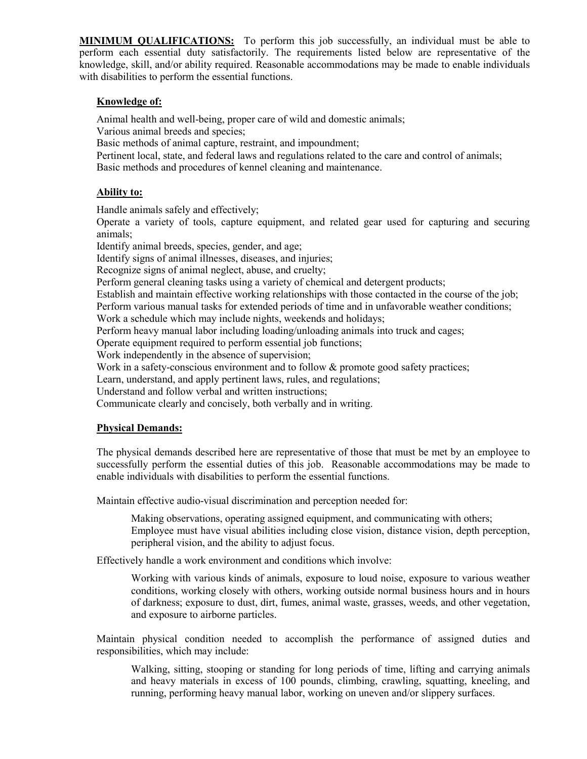**MINIMUM QUALIFICATIONS:** To perform this job successfully, an individual must be able to perform each essential duty satisfactorily. The requirements listed below are representative of the knowledge, skill, and/or ability required. Reasonable accommodations may be made to enable individuals with disabilities to perform the essential functions.

**Knowledge of:**

Animal health and well-being, proper care of wild and domestic animals;
Various animal breeds and species;
Basic methods of animal capture, restraint, and impoundment;
Pertinent local, state, and federal laws and regulations related to the care and control of animals;
Basic methods and procedures of kennel cleaning and maintenance.

**Ability to:**

Handle animals safely and effectively;
Operate a variety of tools, capture equipment, and related gear used for capturing and securing animals;
Identify animal breeds, species, gender, and age;
Identify signs of animal illnesses, diseases, and injuries;
Recognize signs of animal neglect, abuse, and cruelty;
Perform general cleaning tasks using a variety of chemical and detergent products;
Establish and maintain effective working relationships with those contacted in the course of the job;
Perform various manual tasks for extended periods of time and in unfavorable weather conditions;
Work a schedule which may include nights, weekends and holidays;
Perform heavy manual labor including loading/unloading animals into truck and cages;
Operate equipment required to perform essential job functions;
Work independently in the absence of supervision;
Work in a safety-conscious environment and to follow & promote good safety practices;
Learn, understand, and apply pertinent laws, rules, and regulations;
Understand and follow verbal and written instructions;
Communicate clearly and concisely, both verbally and in writing.

**Physical Demands:**

The physical demands described here are representative of those that must be met by an employee to successfully perform the essential duties of this job. Reasonable accommodations may be made to enable individuals with disabilities to perform the essential functions.

Maintain effective audio-visual discrimination and perception needed for:

> Making observations, operating assigned equipment, and communicating with others;
> Employee must have visual abilities including close vision, distance vision, depth perception, peripheral vision, and the ability to adjust focus.

Effectively handle a work environment and conditions which involve:

> Working with various kinds of animals, exposure to loud noise, exposure to various weather conditions, working closely with others, working outside normal business hours and in hours of darkness; exposure to dust, dirt, fumes, animal waste, grasses, weeds, and other vegetation, and exposure to airborne particles.

Maintain physical condition needed to accomplish the performance of assigned duties and responsibilities, which may include:

> Walking, sitting, stooping or standing for long periods of time, lifting and carrying animals and heavy materials in excess of 100 pounds, climbing, crawling, squatting, kneeling, and running, performing heavy manual labor, working on uneven and/or slippery surfaces.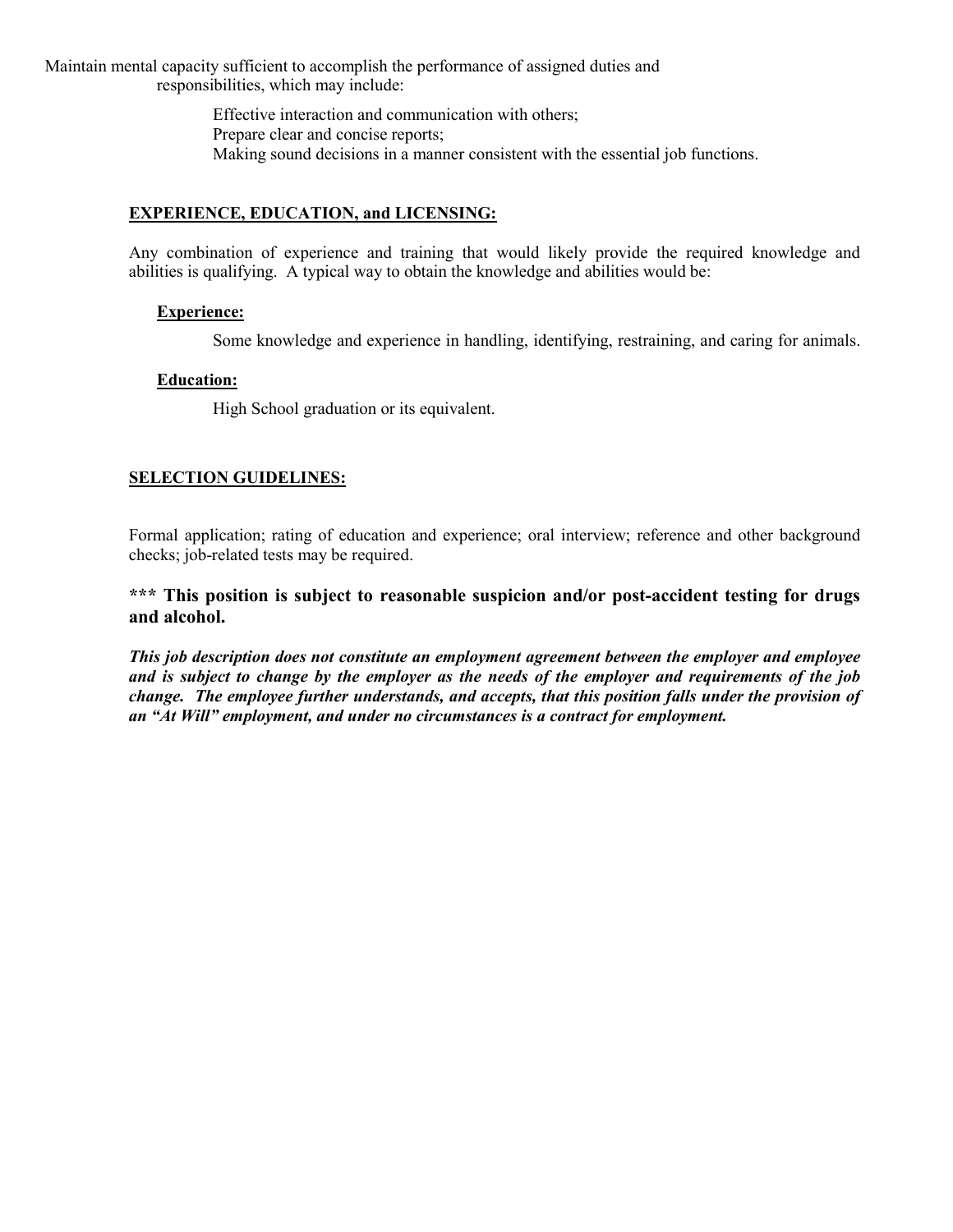Maintain mental capacity sufficient to accomplish the performance of assigned duties and responsibilities, which may include:

Effective interaction and communication with others;
Prepare clear and concise reports;
Making sound decisions in a manner consistent with the essential job functions.

**EXPERIENCE, EDUCATION, and LICENSING:**

Any combination of experience and training that would likely provide the required knowledge and abilities is qualifying. A typical way to obtain the knowledge and abilities would be:

**Experience:**

Some knowledge and experience in handling, identifying, restraining, and caring for animals.

**Education:**

High School graduation or its equivalent.

**SELECTION GUIDELINES:**

Formal application; rating of education and experience; oral interview; reference and other background checks; job-related tests may be required.

**\*\*\* This position is subject to reasonable suspicion and/or post-accident testing for drugs and alcohol.**

***This job description does not constitute an employment agreement between the employer and employee and is subject to change by the employer as the needs of the employer and requirements of the job change. The employee further understands, and accepts, that this position falls under the provision of an "At Will" employment, and under no circumstances is a contract for employment.***